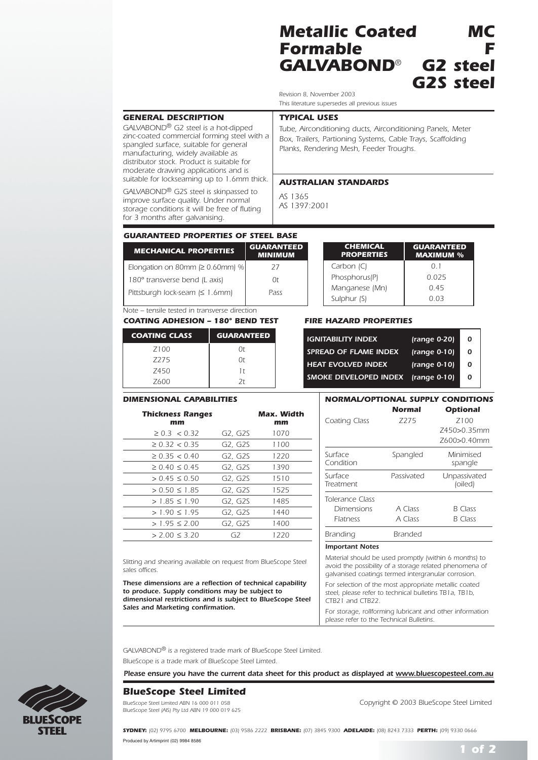# Metallic Coated Formable GALVABOND® — MC F G2 steel G2S steel

Revision 8, November 2003
This literature supersedes all previous issues

## GENERAL DESCRIPTION

GALVABOND® G2 steel is a hot-dipped zinc-coated commercial forming steel with a spangled surface, suitable for general manufacturing, widely available as distributor stock. Product is suitable for moderate drawing applications and is suitable for lockseaming up to 1.6mm thick.

GALVABOND® G2S steel is skinpassed to improve surface quality. Under normal storage conditions it will be free of fluting for 3 months after galvanising.

## TYPICAL USES

Tube, Airconditioning ducts, Airconditioning Panels, Meter Box, Trailers, Partioning Systems, Cable Trays, Scaffolding Planks, Rendering Mesh, Feeder Troughs.

## AUSTRALIAN STANDARDS

AS 1365
AS 1397:2001

## GUARANTEED PROPERTIES OF STEEL BASE

| MECHANICAL PROPERTIES | GUARANTEED MINIMUM |
|---|---|
| Elongation on 80mm (≥ 0.60mm) % | 27 |
| 180° transverse bend (L axis) | 0t |
| Pittsburgh lock-seam (≤ 1.6mm) | Pass |

Note – tensile tested in transverse direction

| CHEMICAL PROPERTIES | GUARANTEED MAXIMUM % |
|---|---|
| Carbon (C) | 0.1 |
| Phosphorus(P) | 0.025 |
| Manganese (Mn) | 0.45 |
| Sulphur (S) | 0.03 |

## COATING ADHESION – 180° BEND TEST

| COATING CLASS | GUARANTEED |
|---|---|
| Z100 | 0t |
| Z275 | 0t |
| Z450 | 1t |
| Z600 | 2t |

## FIRE HAZARD PROPERTIES

| | | |
|---|---|---|
| IGNITABILITY INDEX | (range 0-20) | 0 |
| SPREAD OF FLAME INDEX | (range 0-10) | 0 |
| HEAT EVOLVED INDEX | (range 0-10) | 0 |
| SMOKE DEVELOPED INDEX | (range 0-10) | 0 |

## DIMENSIONAL CAPABILITIES

| Thickness Ranges mm | | Max. Width mm |
|---|---|---|
| ≥ 0.3 < 0.32 | G2, G2S | 1070 |
| ≥ 0.32 < 0.35 | G2, G2S | 1100 |
| ≥ 0.35 < 0.40 | G2, G2S | 1220 |
| ≥ 0.40 ≤ 0.45 | G2, G2S | 1390 |
| > 0.45 ≤ 0.50 | G2, G2S | 1510 |
| > 0.50 ≤ 1.85 | G2, G2S | 1525 |
| > 1.85 ≤ 1.90 | G2, G2S | 1485 |
| > 1.90 ≤ 1.95 | G2, G2S | 1440 |
| > 1.95 ≤ 2.00 | G2, G2S | 1400 |
| > 2.00 ≤ 3.20 | G2 | 1220 |

Slitting and shearing available on request from BlueScope Steel sales offices.

**These dimensions are a reflection of technical capability to produce. Supply conditions may be subject to dimensional restrictions and is subject to BlueScope Steel Sales and Marketing confirmation.**

## NORMAL/OPTIONAL SUPPLY CONDITIONS

| | Normal | Optional |
|---|---|---|
| Coating Class | Z275 | Z100<br>Z450>0.35mm<br>Z600>0.40mm |
| Surface Condition | Spangled | Minimised spangle |
| Surface Treatment | Passivated | Unpassivated (oiled) |
| Tolerance Class | | |
| Dimensions | A Class | B Class |
| Flatness | A Class | B Class |
| Branding | Branded | |

**Important Notes**

Material should be used promptly (within 6 months) to avoid the possibility of a storage related phenomena of galvanised coatings termed intergranular corrosion.

For selection of the most appropriate metallic coated steel, please refer to technical bulletins TB1a, TB1b, CTB21 and CTB22.

For storage, rollforming lubricant and other information please refer to the Technical Bulletins.

GALVABOND® is a registered trade mark of BlueScope Steel Limited.
BlueScope is a trade mark of BlueScope Steel Limted.

**Please ensure you have the current data sheet for this product as displayed at www.bluescopesteel.com.au**

### BlueScope Steel Limited

BlueScope Steel Limited ABN 16 000 011 058
BlueScope Steel (AIS) Pty Ltd ABN 19 000 019 625

Copyright © 2003 BlueScope Steel Limited

**SYDNEY:** (02) 9795 6700 **MELBOURNE:** (03) 9586 2222 **BRISBANE:** (07) 3845 9300 **ADELAIDE:** (08) 8243 7333 **PERTH:** (09) 9330 0666

Produced by Artimprint (02) 9984 8586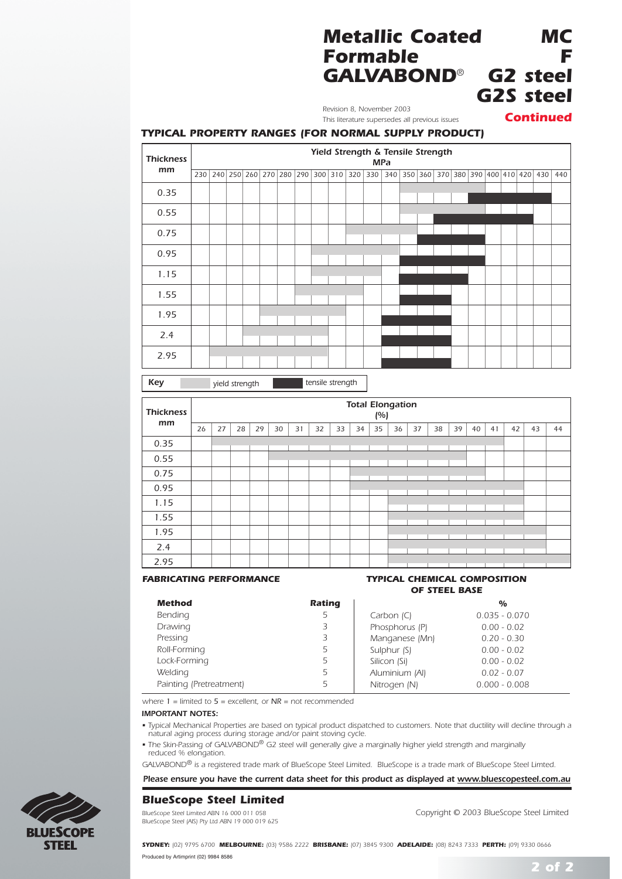# Metallic Coated Formable GALVABOND® — MC F G2 steel G2S steel

Revision 8, November 2003

This literature supersedes all previous issues

**Continued**

## TYPICAL PROPERTY RANGES (FOR NORMAL SUPPLY PRODUCT)

**Yield Strength & Tensile Strength MPa**

Thickness mm: 0.35, 0.55, 0.75, 0.95, 1.15, 1.55, 1.95, 2.4, 2.95

230 240 250 260 270 280 290 300 310 320 330 340 350 360 370 380 390 400 410 420 430 440

Key: yield strength, tensile strength

**Total Elongation (%)**

Thickness mm: 0.35, 0.55, 0.75, 0.95, 1.15, 1.55, 1.95, 2.4, 2.95

26 27 28 29 30 31 32 33 34 35 36 37 38 39 40 41 42 43 44

### FABRICATING PERFORMANCE

| Method | Rating |
|---|---|
| Bending | 5 |
| Drawing | 3 |
| Pressing | 3 |
| Roll-Forming | 5 |
| Lock-Forming | 5 |
| Welding | 5 |
| Painting (Pretreatment) | 5 |

where 1 = limited to 5 = excellent, or NR = not recommended

### TYPICAL CHEMICAL COMPOSITION OF STEEL BASE

| | % |
|---|---|
| Carbon (C) | 0.035 - 0.070 |
| Phosphorus (P) | 0.00 - 0.02 |
| Manganese (Mn) | 0.20 - 0.30 |
| Sulphur (S) | 0.00 - 0.02 |
| Silicon (Si) | 0.00 - 0.02 |
| Aluminium (Al) | 0.02 - 0.07 |
| Nitrogen (N) | 0.000 - 0.008 |

### IMPORTANT NOTES:

- Typical Mechanical Properties are based on typical product dispatched to customers. Note that ductility will decline through a natural aging process during storage and/or paint stoving cycle.
- The Skin-Passing of GALVABOND® G2 steel will generally give a marginally higher yield strength and marginally reduced % elongation.

GALVABOND® is a registered trade mark of BlueScope Steel Limited. BlueScope is a trade mark of BlueScope Steel Limted.

**Please ensure you have the current data sheet for this product as displayed at www.bluescopesteel.com.au**

## BlueScope Steel Limited

BlueScope Steel Limited ABN 16 000 011 058
BlueScope Steel (AIS) Pty Ltd ABN 19 000 019 625

Copyright © 2003 BlueScope Steel Limited

**SYDNEY:** (02) 9795 6700 **MELBOURNE:** (03) 9586 2222 **BRISBANE:** (07) 3845 9300 **ADELAIDE:** (08) 8243 7333 **PERTH:** (09) 9330 0666

Produced by Artimprint (02) 9984 8586